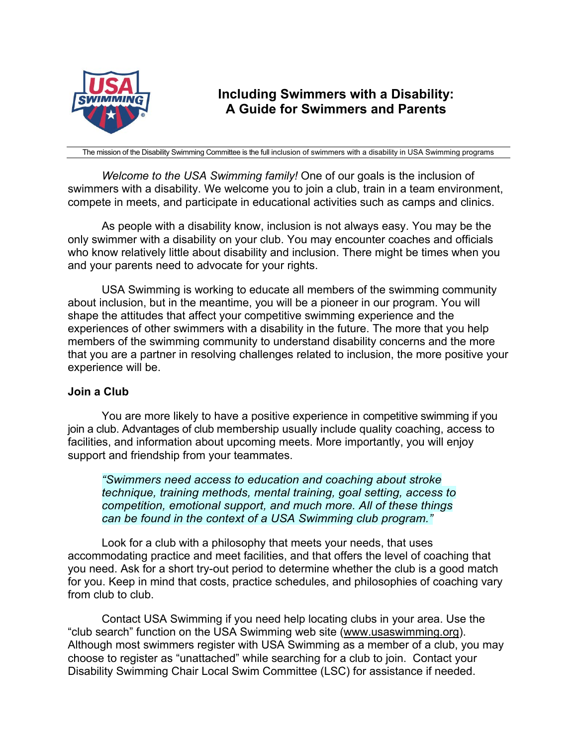# Including Swimmers with a Disability: A Guide for Swimmers and Parents

The mission of the Disability Swimming Committee is the full inclusion of swimmers with a disability in USA Swimming programs

*Welcome to the USA Swimming family!* One of our goals is the inclusion of swimmers with a disability. We welcome you to join a club, train in a team environment, compete in meets, and participate in educational activities such as camps and clinics.

As people with a disability know, inclusion is not always easy. You may be the only swimmer with a disability on your club. You may encounter coaches and officials who know relatively little about disability and inclusion. There might be times when you and your parents need to advocate for your rights.

USA Swimming is working to educate all members of the swimming community about inclusion, but in the meantime, you will be a pioneer in our program. You will shape the attitudes that affect your competitive swimming experience and the experiences of other swimmers with a disability in the future. The more that you help members of the swimming community to understand disability concerns and the more that you are a partner in resolving challenges related to inclusion, the more positive your experience will be.

## Join a Club

You are more likely to have a positive experience in competitive swimming if you join a club. Advantages of club membership usually include quality coaching, access to facilities, and information about upcoming meets. More importantly, you will enjoy support and friendship from your teammates.

> *"Swimmers need access to education and coaching about stroke technique, training methods, mental training, goal setting, access to competition, emotional support, and much more. All of these things can be found in the context of a USA Swimming club program."*

Look for a club with a philosophy that meets your needs, that uses accommodating practice and meet facilities, and that offers the level of coaching that you need. Ask for a short try-out period to determine whether the club is a good match for you. Keep in mind that costs, practice schedules, and philosophies of coaching vary from club to club.

Contact USA Swimming if you need help locating clubs in your area. Use the "club search" function on the USA Swimming web site (www.usaswimming.org). Although most swimmers register with USA Swimming as a member of a club, you may choose to register as "unattached" while searching for a club to join. Contact your Disability Swimming Chair Local Swim Committee (LSC) for assistance if needed.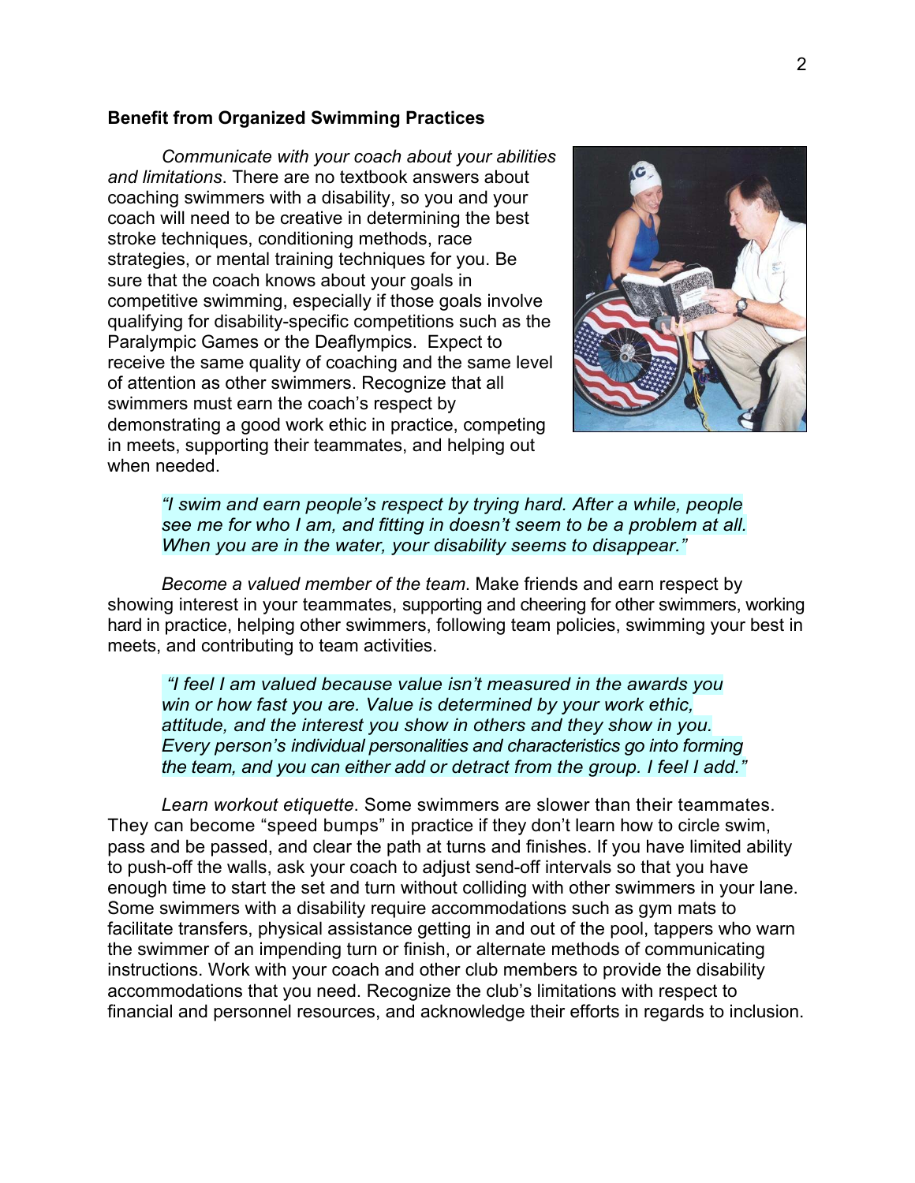**Benefit from Organized Swimming Practices**

*Communicate with your coach about your abilities and limitations*. There are no textbook answers about coaching swimmers with a disability, so you and your coach will need to be creative in determining the best stroke techniques, conditioning methods, race strategies, or mental training techniques for you. Be sure that the coach knows about your goals in competitive swimming, especially if those goals involve qualifying for disability-specific competitions such as the Paralympic Games or the Deaflympics. Expect to receive the same quality of coaching and the same level of attention as other swimmers. Recognize that all swimmers must earn the coach's respect by demonstrating a good work ethic in practice, competing in meets, supporting their teammates, and helping out when needed.

> *"I swim and earn people's respect by trying hard. After a while, people see me for who I am, and fitting in doesn't seem to be a problem at all. When you are in the water, your disability seems to disappear."*

*Become a valued member of the team*. Make friends and earn respect by showing interest in your teammates, supporting and cheering for other swimmers, working hard in practice, helping other swimmers, following team policies, swimming your best in meets, and contributing to team activities.

> *"I feel I am valued because value isn't measured in the awards you win or how fast you are. Value is determined by your work ethic, attitude, and the interest you show in others and they show in you. Every person's individual personalities and characteristics go into forming the team, and you can either add or detract from the group. I feel I add."*

*Learn workout etiquette*. Some swimmers are slower than their teammates. They can become "speed bumps" in practice if they don't learn how to circle swim, pass and be passed, and clear the path at turns and finishes. If you have limited ability to push-off the walls, ask your coach to adjust send-off intervals so that you have enough time to start the set and turn without colliding with other swimmers in your lane. Some swimmers with a disability require accommodations such as gym mats to facilitate transfers, physical assistance getting in and out of the pool, tappers who warn the swimmer of an impending turn or finish, or alternate methods of communicating instructions. Work with your coach and other club members to provide the disability accommodations that you need. Recognize the club's limitations with respect to financial and personnel resources, and acknowledge their efforts in regards to inclusion.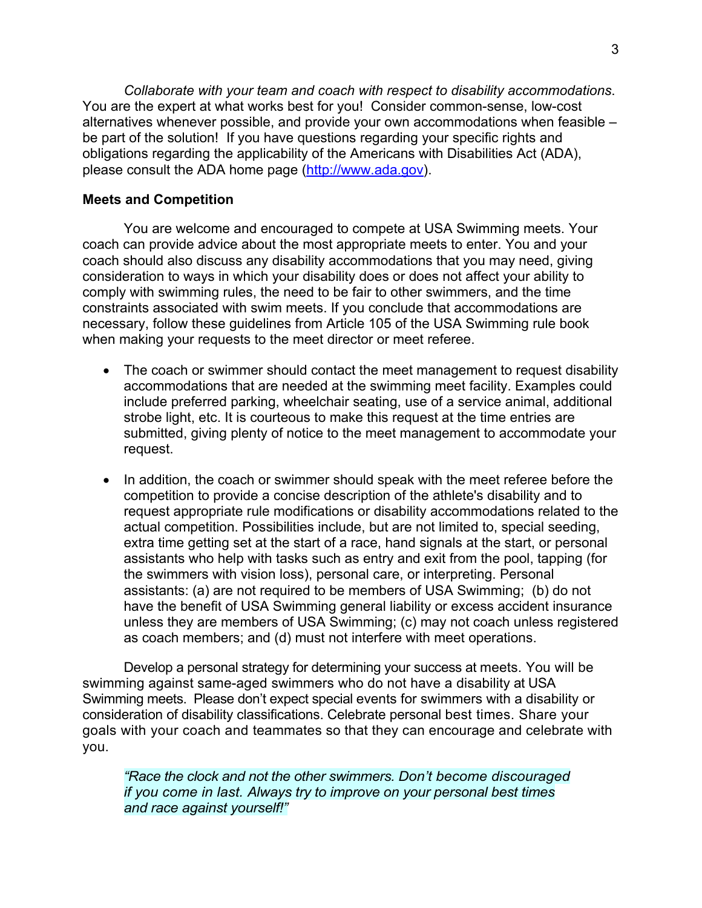*Collaborate with your team and coach with respect to disability accommodations*. You are the expert at what works best for you! Consider common-sense, low-cost alternatives whenever possible, and provide your own accommodations when feasible – be part of the solution! If you have questions regarding your specific rights and obligations regarding the applicability of the Americans with Disabilities Act (ADA), please consult the ADA home page (http://www.ada.gov).

**Meets and Competition**

You are welcome and encouraged to compete at USA Swimming meets. Your coach can provide advice about the most appropriate meets to enter. You and your coach should also discuss any disability accommodations that you may need, giving consideration to ways in which your disability does or does not affect your ability to comply with swimming rules, the need to be fair to other swimmers, and the time constraints associated with swim meets. If you conclude that accommodations are necessary, follow these guidelines from Article 105 of the USA Swimming rule book when making your requests to the meet director or meet referee.

- The coach or swimmer should contact the meet management to request disability accommodations that are needed at the swimming meet facility. Examples could include preferred parking, wheelchair seating, use of a service animal, additional strobe light, etc. It is courteous to make this request at the time entries are submitted, giving plenty of notice to the meet management to accommodate your request.

- In addition, the coach or swimmer should speak with the meet referee before the competition to provide a concise description of the athlete's disability and to request appropriate rule modifications or disability accommodations related to the actual competition. Possibilities include, but are not limited to, special seeding, extra time getting set at the start of a race, hand signals at the start, or personal assistants who help with tasks such as entry and exit from the pool, tapping (for the swimmers with vision loss), personal care, or interpreting. Personal assistants: (a) are not required to be members of USA Swimming; (b) do not have the benefit of USA Swimming general liability or excess accident insurance unless they are members of USA Swimming; (c) may not coach unless registered as coach members; and (d) must not interfere with meet operations.

Develop a personal strategy for determining your success at meets. You will be swimming against same-aged swimmers who do not have a disability at USA Swimming meets. Please don't expect special events for swimmers with a disability or consideration of disability classifications. Celebrate personal best times. Share your goals with your coach and teammates so that they can encourage and celebrate with you.

> *"Race the clock and not the other swimmers. Don't become discouraged if you come in last. Always try to improve on your personal best times and race against yourself!"*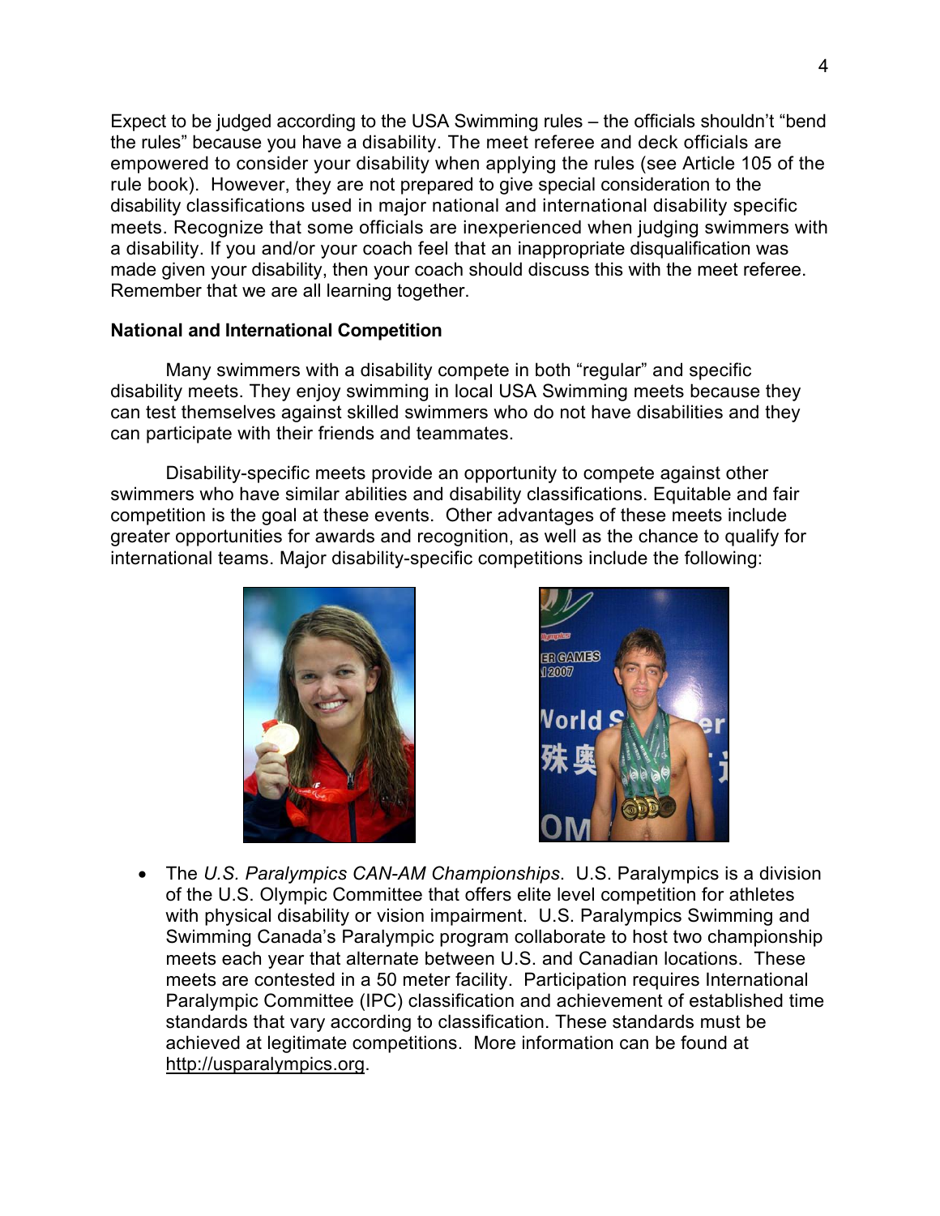Expect to be judged according to the USA Swimming rules – the officials shouldn't "bend the rules" because you have a disability. The meet referee and deck officials are empowered to consider your disability when applying the rules (see Article 105 of the rule book). However, they are not prepared to give special consideration to the disability classifications used in major national and international disability specific meets. Recognize that some officials are inexperienced when judging swimmers with a disability. If you and/or your coach feel that an inappropriate disqualification was made given your disability, then your coach should discuss this with the meet referee. Remember that we are all learning together.

**National and International Competition**

Many swimmers with a disability compete in both "regular" and specific disability meets. They enjoy swimming in local USA Swimming meets because they can test themselves against skilled swimmers who do not have disabilities and they can participate with their friends and teammates.

Disability-specific meets provide an opportunity to compete against other swimmers who have similar abilities and disability classifications. Equitable and fair competition is the goal at these events. Other advantages of these meets include greater opportunities for awards and recognition, as well as the chance to qualify for international teams. Major disability-specific competitions include the following:

- The *U.S. Paralympics CAN-AM Championships*. U.S. Paralympics is a division of the U.S. Olympic Committee that offers elite level competition for athletes with physical disability or vision impairment. U.S. Paralympics Swimming and Swimming Canada's Paralympic program collaborate to host two championship meets each year that alternate between U.S. and Canadian locations. These meets are contested in a 50 meter facility. Participation requires International Paralympic Committee (IPC) classification and achievement of established time standards that vary according to classification. These standards must be achieved at legitimate competitions. More information can be found at http://usparalympics.org.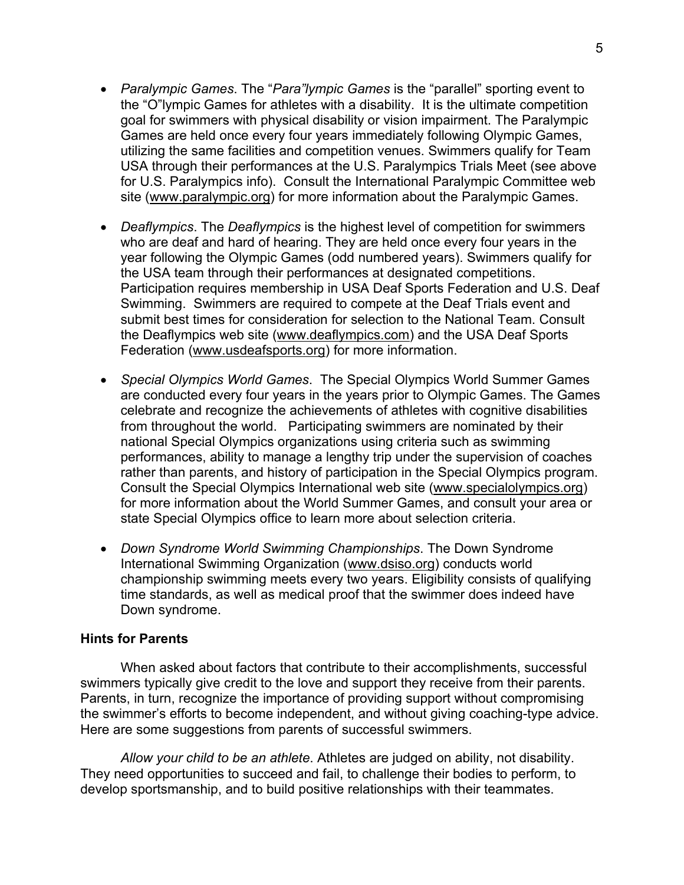- *Paralympic Games*. The "*Para"lympic Games* is the "parallel" sporting event to the "O"lympic Games for athletes with a disability. It is the ultimate competition goal for swimmers with physical disability or vision impairment. The Paralympic Games are held once every four years immediately following Olympic Games, utilizing the same facilities and competition venues. Swimmers qualify for Team USA through their performances at the U.S. Paralympics Trials Meet (see above for U.S. Paralympics info). Consult the International Paralympic Committee web site (www.paralympic.org) for more information about the Paralympic Games.

- *Deaflympics*. The *Deaflympics* is the highest level of competition for swimmers who are deaf and hard of hearing. They are held once every four years in the year following the Olympic Games (odd numbered years). Swimmers qualify for the USA team through their performances at designated competitions. Participation requires membership in USA Deaf Sports Federation and U.S. Deaf Swimming. Swimmers are required to compete at the Deaf Trials event and submit best times for consideration for selection to the National Team. Consult the Deaflympics web site (www.deaflympics.com) and the USA Deaf Sports Federation (www.usdeafsports.org) for more information.

- *Special Olympics World Games*. The Special Olympics World Summer Games are conducted every four years in the years prior to Olympic Games. The Games celebrate and recognize the achievements of athletes with cognitive disabilities from throughout the world. Participating swimmers are nominated by their national Special Olympics organizations using criteria such as swimming performances, ability to manage a lengthy trip under the supervision of coaches rather than parents, and history of participation in the Special Olympics program. Consult the Special Olympics International web site (www.specialolympics.org) for more information about the World Summer Games, and consult your area or state Special Olympics office to learn more about selection criteria.

- *Down Syndrome World Swimming Championships*. The Down Syndrome International Swimming Organization (www.dsiso.org) conducts world championship swimming meets every two years. Eligibility consists of qualifying time standards, as well as medical proof that the swimmer does indeed have Down syndrome.

**Hints for Parents**

When asked about factors that contribute to their accomplishments, successful swimmers typically give credit to the love and support they receive from their parents. Parents, in turn, recognize the importance of providing support without compromising the swimmer's efforts to become independent, and without giving coaching-type advice. Here are some suggestions from parents of successful swimmers.

*Allow your child to be an athlete*. Athletes are judged on ability, not disability. They need opportunities to succeed and fail, to challenge their bodies to perform, to develop sportsmanship, and to build positive relationships with their teammates.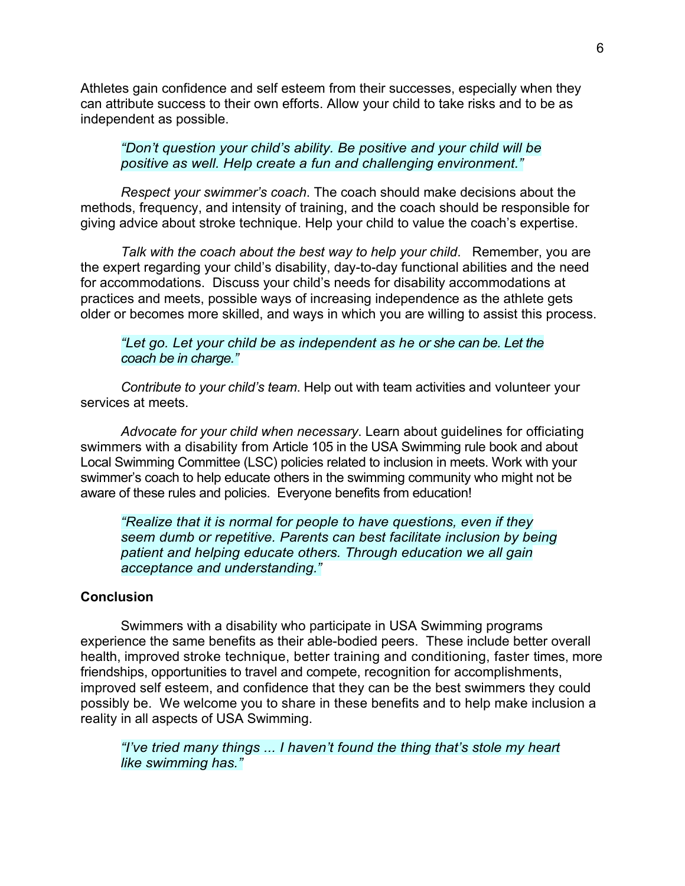Athletes gain confidence and self esteem from their successes, especially when they can attribute success to their own efforts. Allow your child to take risks and to be as independent as possible.

> *"Don't question your child's ability. Be positive and your child will be positive as well. Help create a fun and challenging environment."*

*Respect your swimmer's coach*. The coach should make decisions about the methods, frequency, and intensity of training, and the coach should be responsible for giving advice about stroke technique. Help your child to value the coach's expertise.

*Talk with the coach about the best way to help your child*. Remember, you are the expert regarding your child's disability, day-to-day functional abilities and the need for accommodations. Discuss your child's needs for disability accommodations at practices and meets, possible ways of increasing independence as the athlete gets older or becomes more skilled, and ways in which you are willing to assist this process.

> *"Let go. Let your child be as independent as he or she can be. Let the coach be in charge."*

*Contribute to your child's team*. Help out with team activities and volunteer your services at meets.

*Advocate for your child when necessary*. Learn about guidelines for officiating swimmers with a disability from Article 105 in the USA Swimming rule book and about Local Swimming Committee (LSC) policies related to inclusion in meets. Work with your swimmer's coach to help educate others in the swimming community who might not be aware of these rules and policies. Everyone benefits from education!

> *"Realize that it is normal for people to have questions, even if they seem dumb or repetitive. Parents can best facilitate inclusion by being patient and helping educate others. Through education we all gain acceptance and understanding."*

**Conclusion**

Swimmers with a disability who participate in USA Swimming programs experience the same benefits as their able-bodied peers. These include better overall health, improved stroke technique, better training and conditioning, faster times, more friendships, opportunities to travel and compete, recognition for accomplishments, improved self esteem, and confidence that they can be the best swimmers they could possibly be. We welcome you to share in these benefits and to help make inclusion a reality in all aspects of USA Swimming.

> *"I've tried many things ... I haven't found the thing that's stole my heart like swimming has."*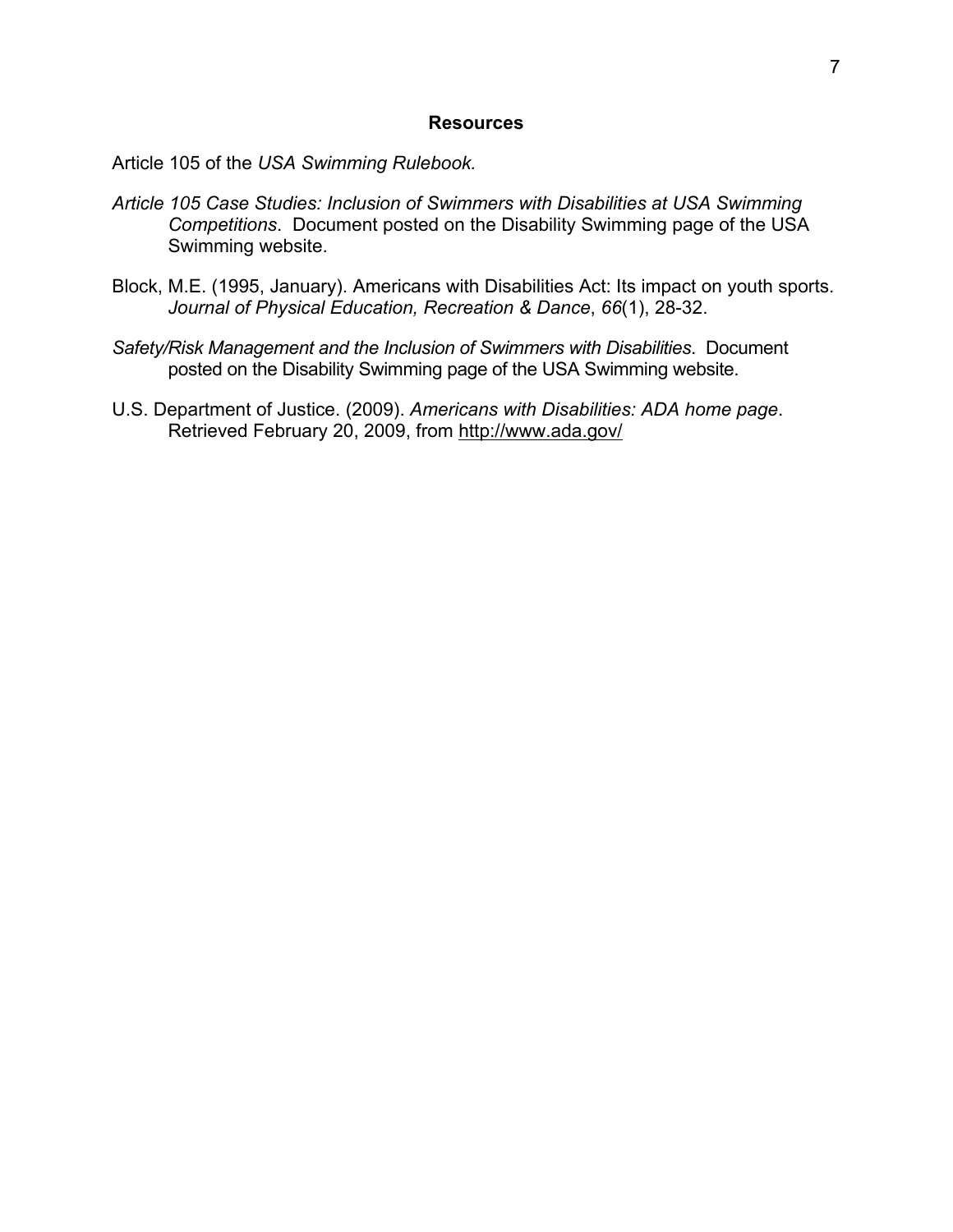## Resources

Article 105 of the *USA Swimming Rulebook.*

*Article 105 Case Studies: Inclusion of Swimmers with Disabilities at USA Swimming Competitions*. Document posted on the Disability Swimming page of the USA Swimming website.

Block, M.E. (1995, January). Americans with Disabilities Act: Its impact on youth sports. *Journal of Physical Education, Recreation & Dance*, *66*(1), 28-32.

*Safety/Risk Management and the Inclusion of Swimmers with Disabilities*. Document posted on the Disability Swimming page of the USA Swimming website.

U.S. Department of Justice. (2009). *Americans with Disabilities: ADA home page*. Retrieved February 20, 2009, from http://www.ada.gov/